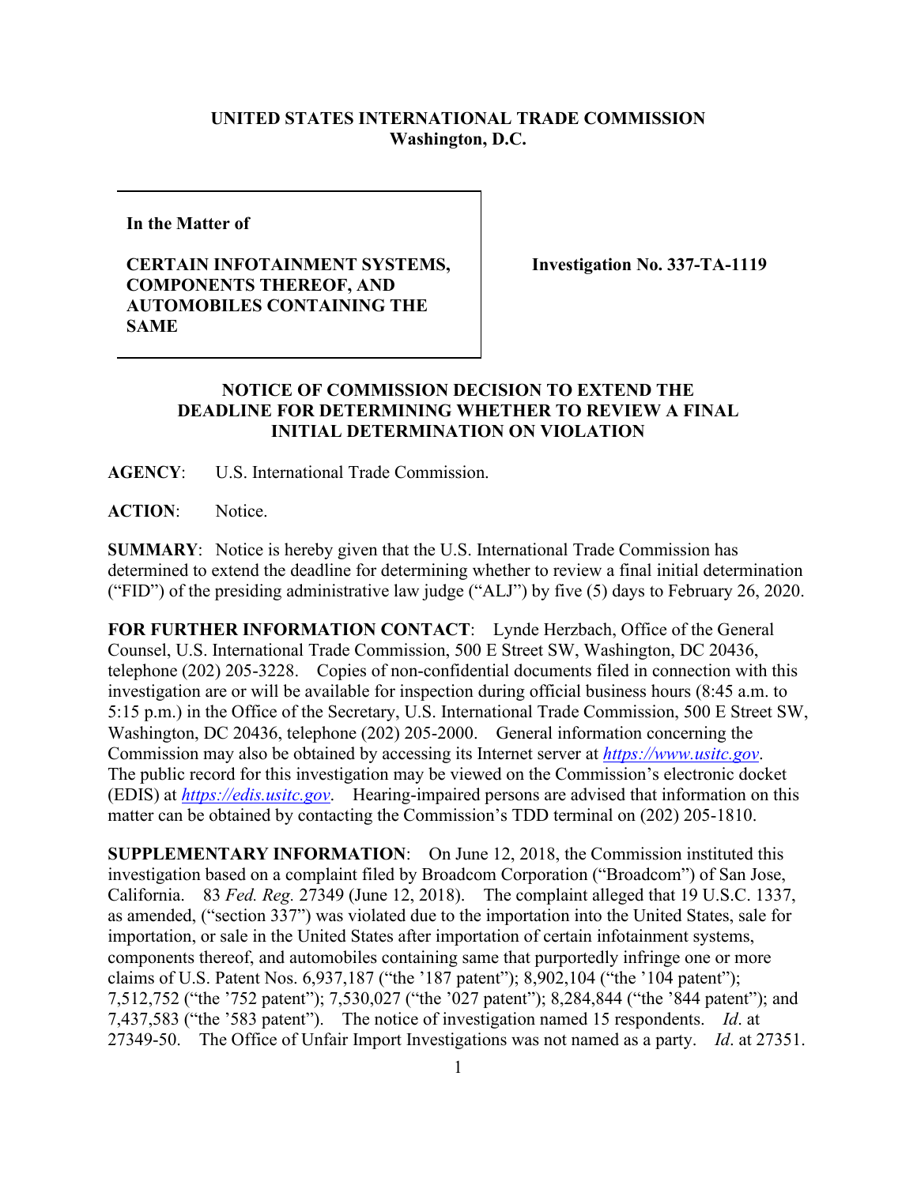**UNITED STATES INTERNATIONAL TRADE COMMISSION**
**Washington, D.C.**

| **In the Matter of**<br><br>**CERTAIN INFOTAINMENT SYSTEMS, COMPONENTS THEREOF, AND AUTOMOBILES CONTAINING THE SAME** | **Investigation No. 337-TA-1119** |
| --- | --- |

## NOTICE OF COMMISSION DECISION TO EXTEND THE DEADLINE FOR DETERMINING WHETHER TO REVIEW A FINAL INITIAL DETERMINATION ON VIOLATION

**AGENCY**: U.S. International Trade Commission.

**ACTION**: Notice.

**SUMMARY**: Notice is hereby given that the U.S. International Trade Commission has determined to extend the deadline for determining whether to review a final initial determination ("FID") of the presiding administrative law judge ("ALJ") by five (5) days to February 26, 2020.

**FOR FURTHER INFORMATION CONTACT**: Lynde Herzbach, Office of the General Counsel, U.S. International Trade Commission, 500 E Street SW, Washington, DC 20436, telephone (202) 205-3228. Copies of non-confidential documents filed in connection with this investigation are or will be available for inspection during official business hours (8:45 a.m. to 5:15 p.m.) in the Office of the Secretary, U.S. International Trade Commission, 500 E Street SW, Washington, DC 20436, telephone (202) 205-2000. General information concerning the Commission may also be obtained by accessing its Internet server at *https://www.usitc.gov*. The public record for this investigation may be viewed on the Commission's electronic docket (EDIS) at *https://edis.usitc.gov*. Hearing-impaired persons are advised that information on this matter can be obtained by contacting the Commission's TDD terminal on (202) 205-1810.

**SUPPLEMENTARY INFORMATION**: On June 12, 2018, the Commission instituted this investigation based on a complaint filed by Broadcom Corporation ("Broadcom") of San Jose, California. 83 *Fed. Reg.* 27349 (June 12, 2018). The complaint alleged that 19 U.S.C. 1337, as amended, ("section 337") was violated due to the importation into the United States, sale for importation, or sale in the United States after importation of certain infotainment systems, components thereof, and automobiles containing same that purportedly infringe one or more claims of U.S. Patent Nos. 6,937,187 ("the '187 patent"); 8,902,104 ("the '104 patent"); 7,512,752 ("the '752 patent"); 7,530,027 ("the '027 patent"); 8,284,844 ("the '844 patent"); and 7,437,583 ("the '583 patent"). The notice of investigation named 15 respondents. *Id*. at 27349-50. The Office of Unfair Import Investigations was not named as a party. *Id*. at 27351.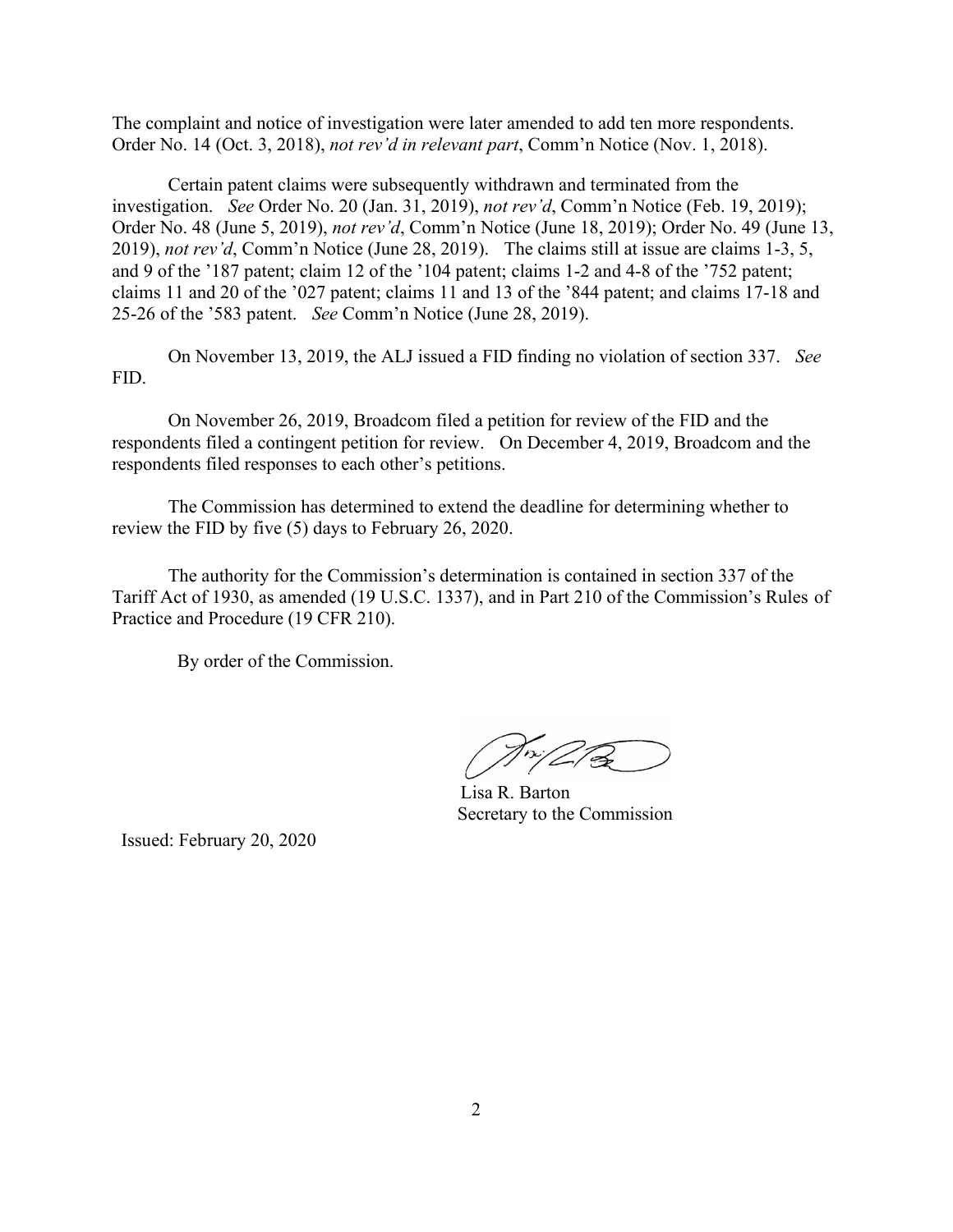The complaint and notice of investigation were later amended to add ten more respondents. Order No. 14 (Oct. 3, 2018), *not rev'd in relevant part*, Comm'n Notice (Nov. 1, 2018).

Certain patent claims were subsequently withdrawn and terminated from the investigation. *See* Order No. 20 (Jan. 31, 2019), *not rev'd*, Comm'n Notice (Feb. 19, 2019); Order No. 48 (June 5, 2019), *not rev'd*, Comm'n Notice (June 18, 2019); Order No. 49 (June 13, 2019), *not rev'd*, Comm'n Notice (June 28, 2019). The claims still at issue are claims 1-3, 5, and 9 of the '187 patent; claim 12 of the '104 patent; claims 1-2 and 4-8 of the '752 patent; claims 11 and 20 of the '027 patent; claims 11 and 13 of the '844 patent; and claims 17-18 and 25-26 of the '583 patent. *See* Comm'n Notice (June 28, 2019).

On November 13, 2019, the ALJ issued a FID finding no violation of section 337. *See* FID.

On November 26, 2019, Broadcom filed a petition for review of the FID and the respondents filed a contingent petition for review. On December 4, 2019, Broadcom and the respondents filed responses to each other's petitions.

The Commission has determined to extend the deadline for determining whether to review the FID by five (5) days to February 26, 2020.

The authority for the Commission's determination is contained in section 337 of the Tariff Act of 1930, as amended (19 U.S.C. 1337), and in Part 210 of the Commission's Rules of Practice and Procedure (19 CFR 210).

By order of the Commission.

Lisa R. Barton
Secretary to the Commission

Issued: February 20, 2020